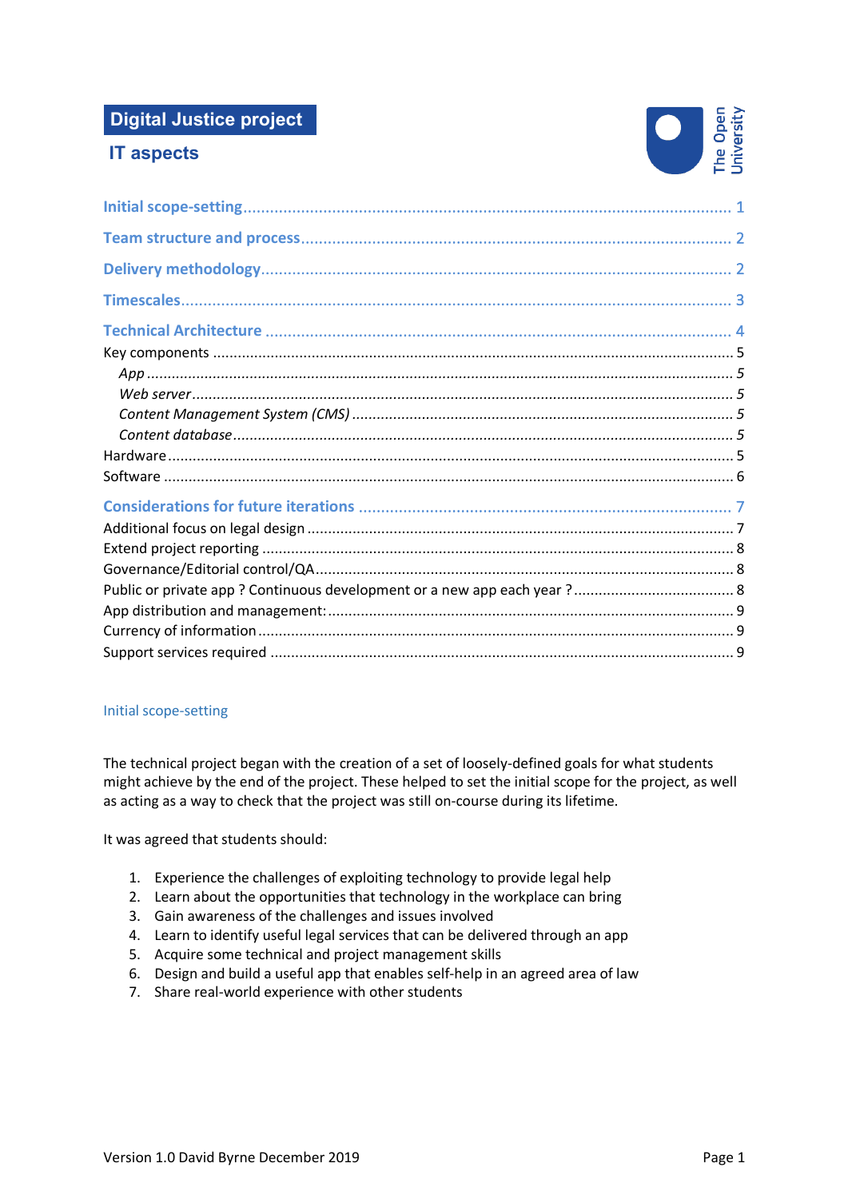# Digital Justice project

## IT aspects

Initial scope-setting ........ 1

Team structure and process ........ 2

Delivery methodology ........ 2

Timescales ........ 3

Technical Architecture ........ 4

Key components ........ 5

*App* ........ *5*

*Web server* ........ *5*

*Content Management System (CMS)* ........ *5*

*Content database* ........ *5*

Hardware ........ 5

Software ........ 6

Considerations for future iterations ........ 7

Additional focus on legal design ........ 7

Extend project reporting ........ 8

Governance/Editorial control/QA ........ 8

Public or private app ? Continuous development or a new app each year ? ........ 8

App distribution and management: ........ 9

Currency of information ........ 9

Support services required ........ 9

## Initial scope-setting

The technical project began with the creation of a set of loosely-defined goals for what students might achieve by the end of the project. These helped to set the initial scope for the project, as well as acting as a way to check that the project was still on-course during its lifetime.

It was agreed that students should:

1. Experience the challenges of exploiting technology to provide legal help
2. Learn about the opportunities that technology in the workplace can bring
3. Gain awareness of the challenges and issues involved
4. Learn to identify useful legal services that can be delivered through an app
5. Acquire some technical and project management skills
6. Design and build a useful app that enables self-help in an agreed area of law
7. Share real-world experience with other students

Version 1.0 David Byrne December 2019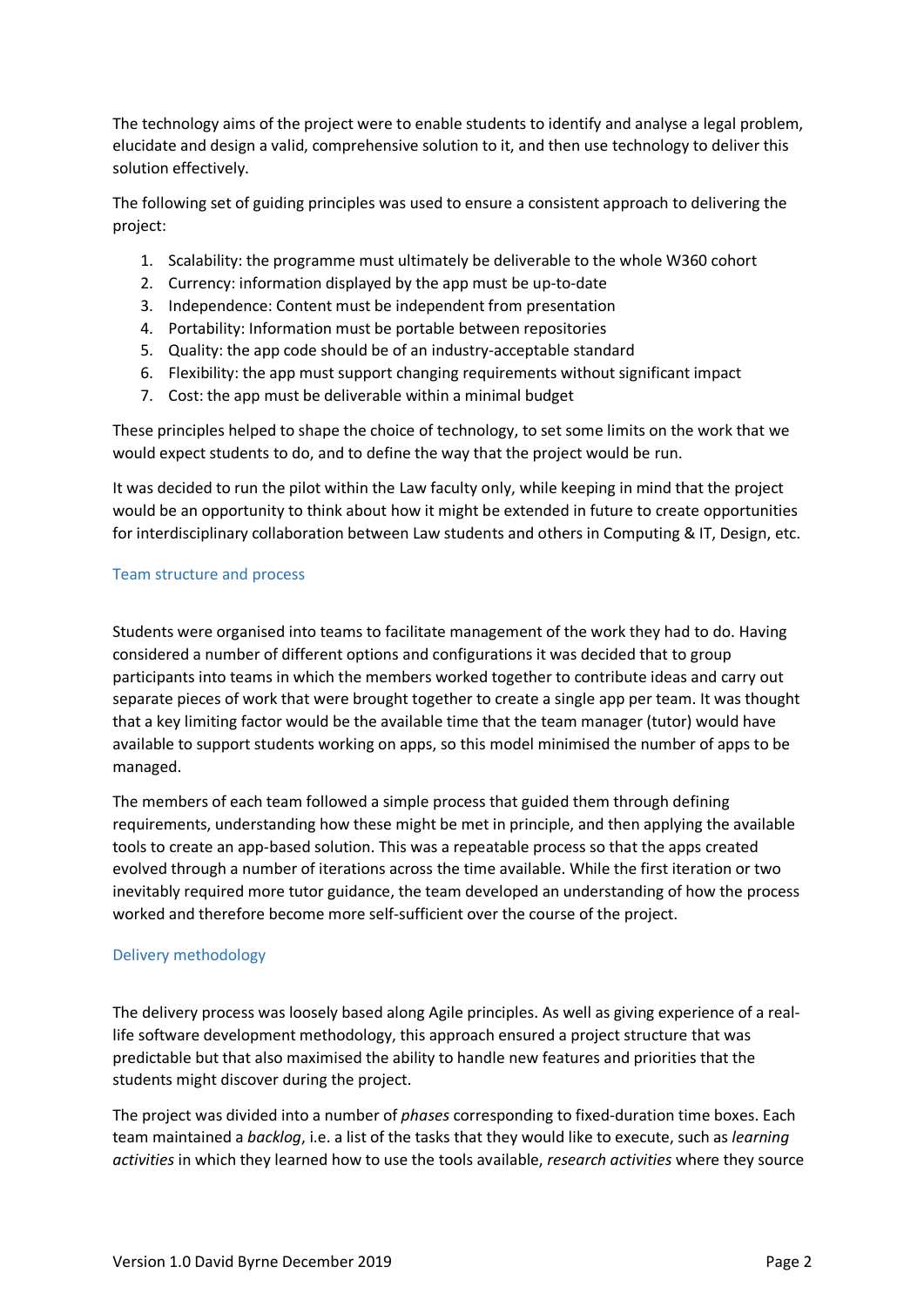The technology aims of the project were to enable students to identify and analyse a legal problem, elucidate and design a valid, comprehensive solution to it, and then use technology to deliver this solution effectively.

The following set of guiding principles was used to ensure a consistent approach to delivering the project:

1. Scalability: the programme must ultimately be deliverable to the whole W360 cohort
2. Currency: information displayed by the app must be up-to-date
3. Independence: Content must be independent from presentation
4. Portability: Information must be portable between repositories
5. Quality: the app code should be of an industry-acceptable standard
6. Flexibility: the app must support changing requirements without significant impact
7. Cost: the app must be deliverable within a minimal budget

These principles helped to shape the choice of technology, to set some limits on the work that we would expect students to do, and to define the way that the project would be run.

It was decided to run the pilot within the Law faculty only, while keeping in mind that the project would be an opportunity to think about how it might be extended in future to create opportunities for interdisciplinary collaboration between Law students and others in Computing & IT, Design, etc.

### Team structure and process

Students were organised into teams to facilitate management of the work they had to do. Having considered a number of different options and configurations it was decided that to group participants into teams in which the members worked together to contribute ideas and carry out separate pieces of work that were brought together to create a single app per team. It was thought that a key limiting factor would be the available time that the team manager (tutor) would have available to support students working on apps, so this model minimised the number of apps to be managed.

The members of each team followed a simple process that guided them through defining requirements, understanding how these might be met in principle, and then applying the available tools to create an app-based solution. This was a repeatable process so that the apps created evolved through a number of iterations across the time available. While the first iteration or two inevitably required more tutor guidance, the team developed an understanding of how the process worked and therefore become more self-sufficient over the course of the project.

### Delivery methodology

The delivery process was loosely based along Agile principles. As well as giving experience of a real-life software development methodology, this approach ensured a project structure that was predictable but that also maximised the ability to handle new features and priorities that the students might discover during the project.

The project was divided into a number of *phases* corresponding to fixed-duration time boxes. Each team maintained a *backlog*, i.e. a list of the tasks that they would like to execute, such as *learning activities* in which they learned how to use the tools available, *research activities* where they source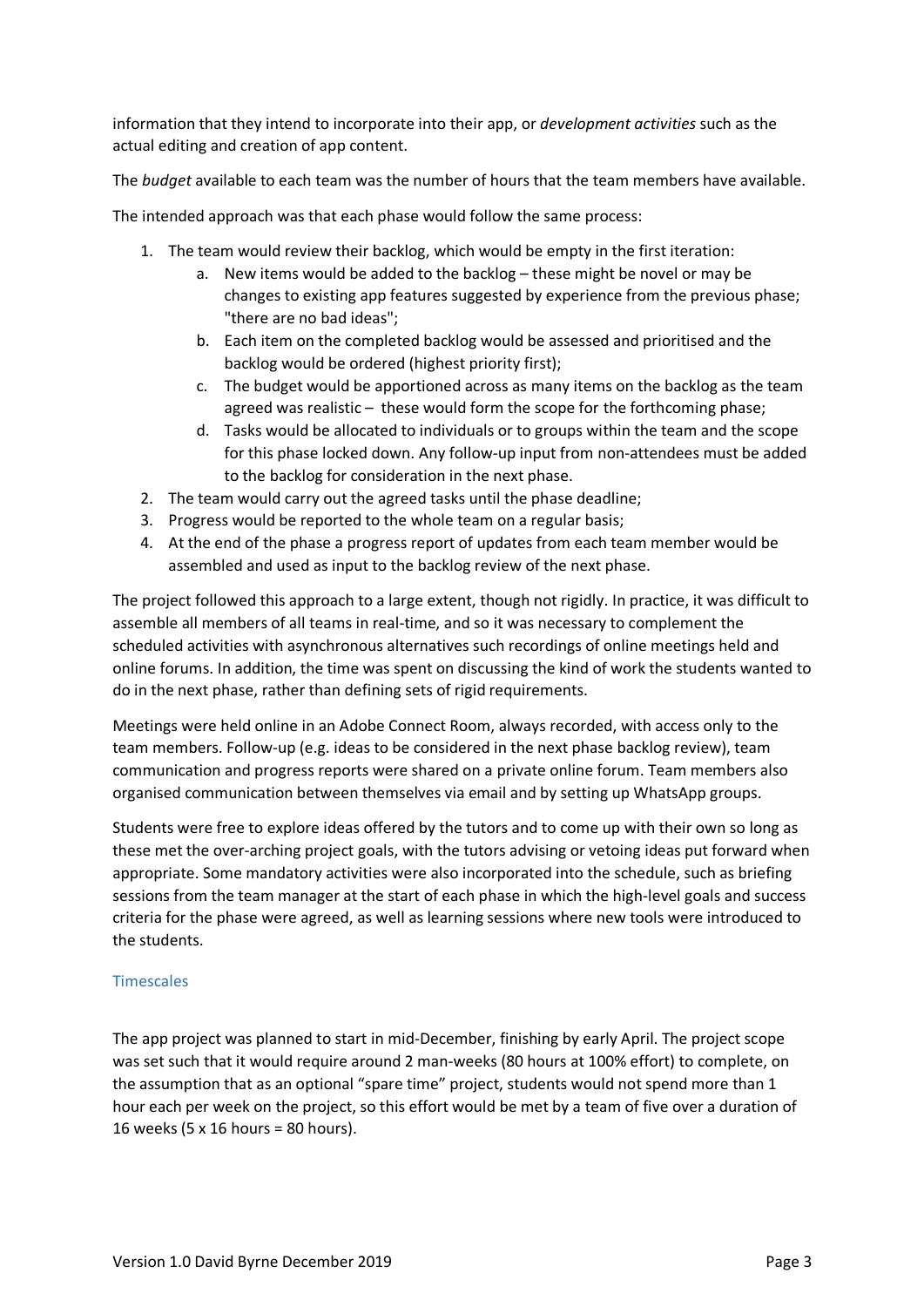information that they intend to incorporate into their app, or *development activities* such as the actual editing and creation of app content.

The *budget* available to each team was the number of hours that the team members have available.

The intended approach was that each phase would follow the same process:

1. The team would review their backlog, which would be empty in the first iteration:
   a. New items would be added to the backlog – these might be novel or may be changes to existing app features suggested by experience from the previous phase; "there are no bad ideas";
   b. Each item on the completed backlog would be assessed and prioritised and the backlog would be ordered (highest priority first);
   c. The budget would be apportioned across as many items on the backlog as the team agreed was realistic – these would form the scope for the forthcoming phase;
   d. Tasks would be allocated to individuals or to groups within the team and the scope for this phase locked down. Any follow-up input from non-attendees must be added to the backlog for consideration in the next phase.
2. The team would carry out the agreed tasks until the phase deadline;
3. Progress would be reported to the whole team on a regular basis;
4. At the end of the phase a progress report of updates from each team member would be assembled and used as input to the backlog review of the next phase.

The project followed this approach to a large extent, though not rigidly. In practice, it was difficult to assemble all members of all teams in real-time, and so it was necessary to complement the scheduled activities with asynchronous alternatives such recordings of online meetings held and online forums. In addition, the time was spent on discussing the kind of work the students wanted to do in the next phase, rather than defining sets of rigid requirements.

Meetings were held online in an Adobe Connect Room, always recorded, with access only to the team members. Follow-up (e.g. ideas to be considered in the next phase backlog review), team communication and progress reports were shared on a private online forum. Team members also organised communication between themselves via email and by setting up WhatsApp groups.

Students were free to explore ideas offered by the tutors and to come up with their own so long as these met the over-arching project goals, with the tutors advising or vetoing ideas put forward when appropriate. Some mandatory activities were also incorporated into the schedule, such as briefing sessions from the team manager at the start of each phase in which the high-level goals and success criteria for the phase were agreed, as well as learning sessions where new tools were introduced to the students.

### Timescales

The app project was planned to start in mid-December, finishing by early April. The project scope was set such that it would require around 2 man-weeks (80 hours at 100% effort) to complete, on the assumption that as an optional "spare time" project, students would not spend more than 1 hour each per week on the project, so this effort would be met by a team of five over a duration of 16 weeks (5 x 16 hours = 80 hours).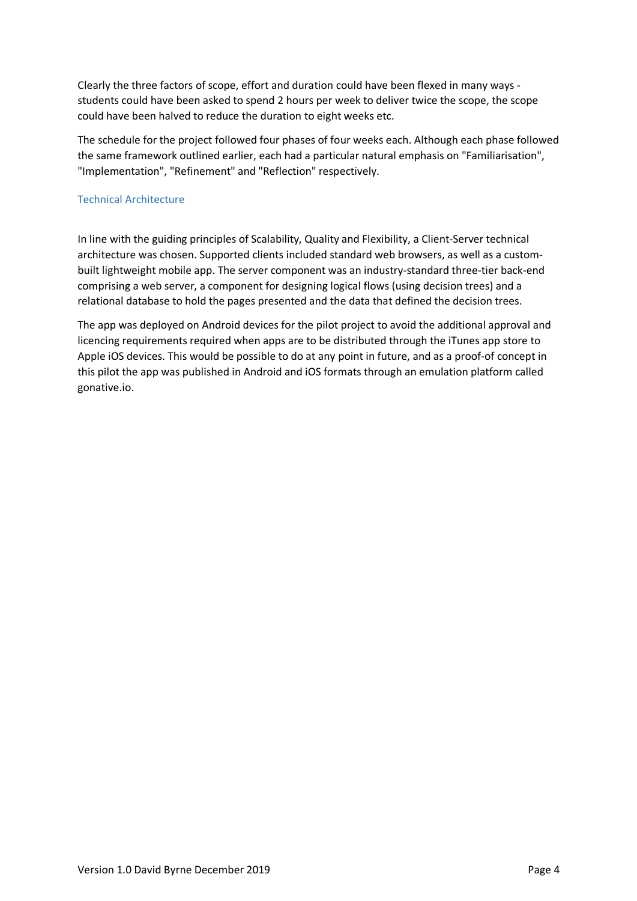Clearly the three factors of scope, effort and duration could have been flexed in many ways - students could have been asked to spend 2 hours per week to deliver twice the scope, the scope could have been halved to reduce the duration to eight weeks etc.

The schedule for the project followed four phases of four weeks each. Although each phase followed the same framework outlined earlier, each had a particular natural emphasis on "Familiarisation", "Implementation", "Refinement" and "Reflection" respectively.

### Technical Architecture

In line with the guiding principles of Scalability, Quality and Flexibility, a Client-Server technical architecture was chosen. Supported clients included standard web browsers, as well as a custom-built lightweight mobile app. The server component was an industry-standard three-tier back-end comprising a web server, a component for designing logical flows (using decision trees) and a relational database to hold the pages presented and the data that defined the decision trees.

The app was deployed on Android devices for the pilot project to avoid the additional approval and licencing requirements required when apps are to be distributed through the iTunes app store to Apple iOS devices. This would be possible to do at any point in future, and as a proof-of concept in this pilot the app was published in Android and iOS formats through an emulation platform called gonative.io.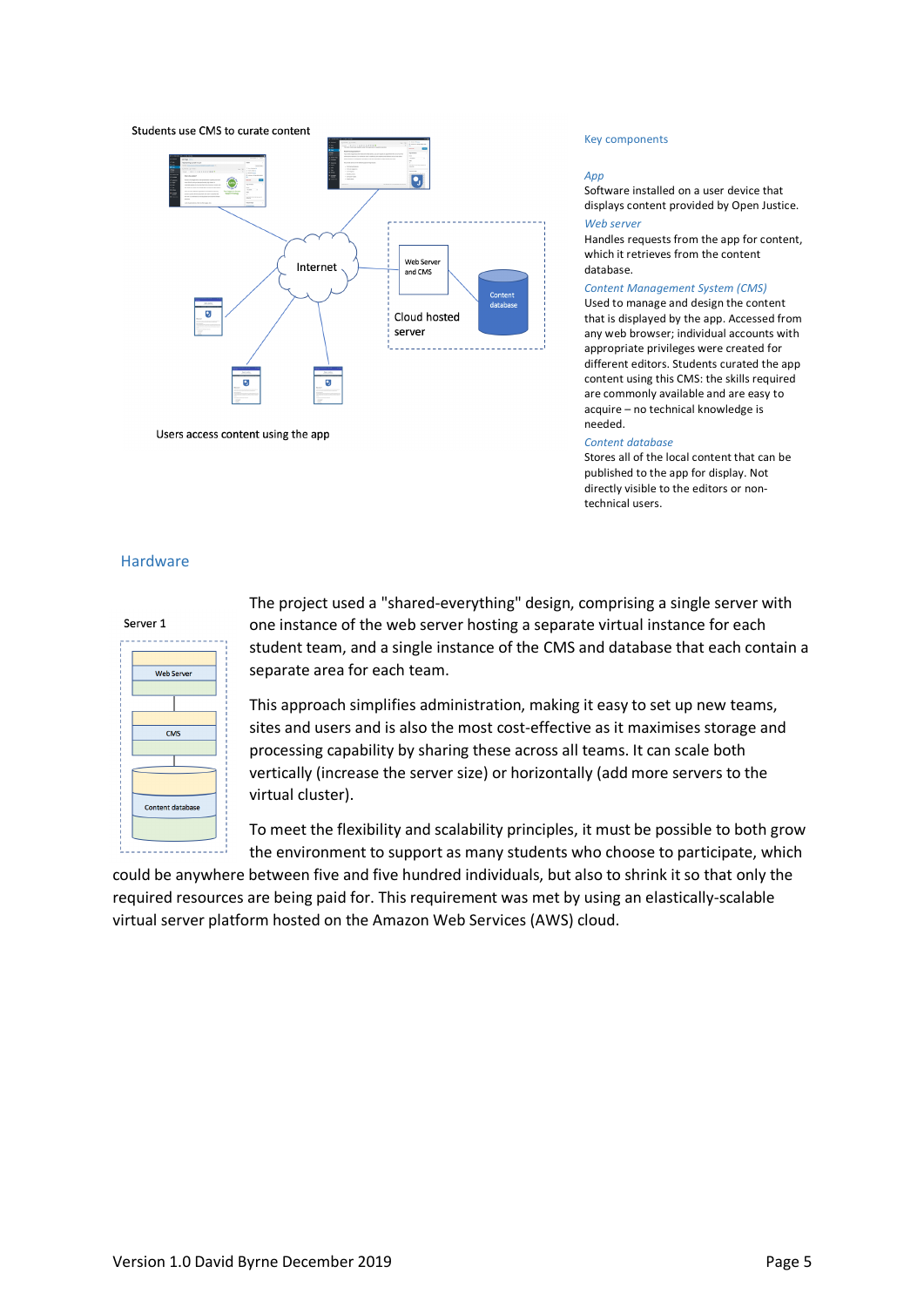Students use CMS to curate content

Internet

Web Server and CMS

Content database

Cloud hosted server

Users access content using the app

Key components

*App*
Software installed on a user device that displays content provided by Open Justice.

*Web server*
Handles requests from the app for content, which it retrieves from the content database.

*Content Management System (CMS)*
Used to manage and design the content that is displayed by the app. Accessed from any web browser; individual accounts with appropriate privileges were created for different editors. Students curated the app content using this CMS: the skills required are commonly available and are easy to acquire – no technical knowledge is needed.

*Content database*
Stores all of the local content that can be published to the app for display. Not directly visible to the editors or non-technical users.

## Hardware

Server 1

Web Server

CMS

Content database

The project used a "shared-everything" design, comprising a single server with one instance of the web server hosting a separate virtual instance for each student team, and a single instance of the CMS and database that each contain a separate area for each team.

This approach simplifies administration, making it easy to set up new teams, sites and users and is also the most cost-effective as it maximises storage and processing capability by sharing these across all teams. It can scale both vertically (increase the server size) or horizontally (add more servers to the virtual cluster).

To meet the flexibility and scalability principles, it must be possible to both grow the environment to support as many students who choose to participate, which could be anywhere between five and five hundred individuals, but also to shrink it so that only the required resources are being paid for. This requirement was met by using an elastically-scalable virtual server platform hosted on the Amazon Web Services (AWS) cloud.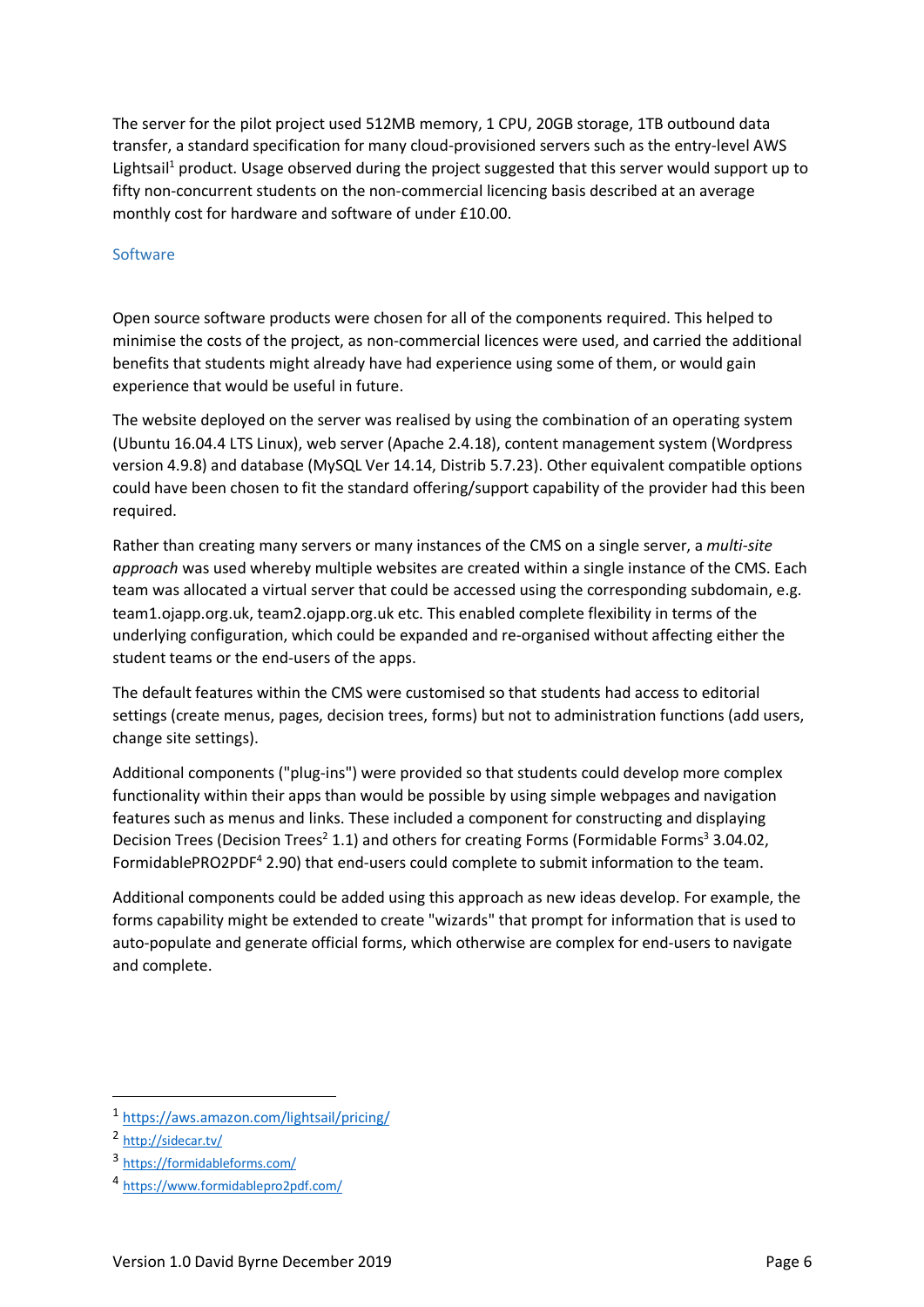The server for the pilot project used 512MB memory, 1 CPU, 20GB storage, 1TB outbound data transfer, a standard specification for many cloud-provisioned servers such as the entry-level AWS Lightsail[1] product. Usage observed during the project suggested that this server would support up to fifty non-concurrent students on the non-commercial licencing basis described at an average monthly cost for hardware and software of under £10.00.

### Software

Open source software products were chosen for all of the components required. This helped to minimise the costs of the project, as non-commercial licences were used, and carried the additional benefits that students might already have had experience using some of them, or would gain experience that would be useful in future.

The website deployed on the server was realised by using the combination of an operating system (Ubuntu 16.04.4 LTS Linux), web server (Apache 2.4.18), content management system (Wordpress version 4.9.8) and database (MySQL Ver 14.14, Distrib 5.7.23). Other equivalent compatible options could have been chosen to fit the standard offering/support capability of the provider had this been required.

Rather than creating many servers or many instances of the CMS on a single server, a *multi-site approach* was used whereby multiple websites are created within a single instance of the CMS. Each team was allocated a virtual server that could be accessed using the corresponding subdomain, e.g. team1.ojapp.org.uk, team2.ojapp.org.uk etc. This enabled complete flexibility in terms of the underlying configuration, which could be expanded and re-organised without affecting either the student teams or the end-users of the apps.

The default features within the CMS were customised so that students had access to editorial settings (create menus, pages, decision trees, forms) but not to administration functions (add users, change site settings).

Additional components ("plug-ins") were provided so that students could develop more complex functionality within their apps than would be possible by using simple webpages and navigation features such as menus and links. These included a component for constructing and displaying Decision Trees (Decision Trees[2] 1.1) and others for creating Forms (Formidable Forms[3] 3.04.02, FormidablePRO2PDF[4] 2.90) that end-users could complete to submit information to the team.

Additional components could be added using this approach as new ideas develop. For example, the forms capability might be extended to create "wizards" that prompt for information that is used to auto-populate and generate official forms, which otherwise are complex for end-users to navigate and complete.

---

[1] https://aws.amazon.com/lightsail/pricing/

[2] http://sidecar.tv/

[3] https://formidableforms.com/

[4] https://www.formidablepro2pdf.com/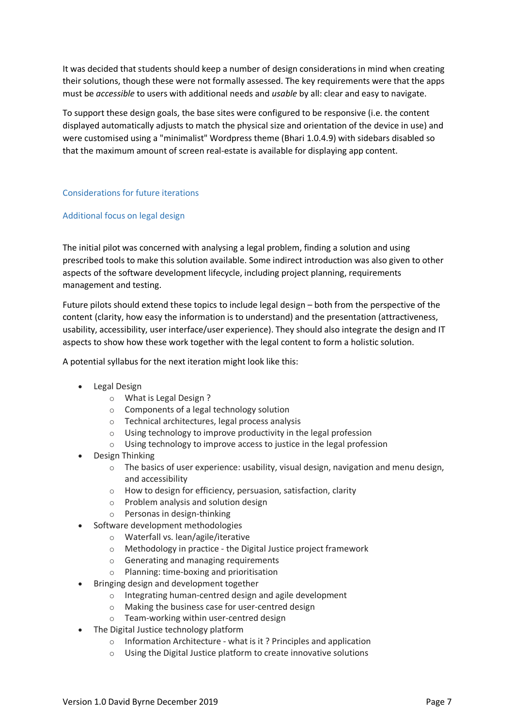It was decided that students should keep a number of design considerations in mind when creating their solutions, though these were not formally assessed. The key requirements were that the apps must be *accessible* to users with additional needs and *usable* by all: clear and easy to navigate.

To support these design goals, the base sites were configured to be responsive (i.e. the content displayed automatically adjusts to match the physical size and orientation of the device in use) and were customised using a "minimalist" Wordpress theme (Bhari 1.0.4.9) with sidebars disabled so that the maximum amount of screen real-estate is available for displaying app content.

## Considerations for future iterations

### Additional focus on legal design

The initial pilot was concerned with analysing a legal problem, finding a solution and using prescribed tools to make this solution available. Some indirect introduction was also given to other aspects of the software development lifecycle, including project planning, requirements management and testing.

Future pilots should extend these topics to include legal design – both from the perspective of the content (clarity, how easy the information is to understand) and the presentation (attractiveness, usability, accessibility, user interface/user experience). They should also integrate the design and IT aspects to show how these work together with the legal content to form a holistic solution.

A potential syllabus for the next iteration might look like this:

- Legal Design
  - What is Legal Design ?
  - Components of a legal technology solution
  - Technical architectures, legal process analysis
  - Using technology to improve productivity in the legal profession
  - Using technology to improve access to justice in the legal profession
- Design Thinking
  - The basics of user experience: usability, visual design, navigation and menu design, and accessibility
  - How to design for efficiency, persuasion, satisfaction, clarity
  - Problem analysis and solution design
  - Personas in design-thinking
- Software development methodologies
  - Waterfall vs. lean/agile/iterative
  - Methodology in practice - the Digital Justice project framework
  - Generating and managing requirements
  - Planning: time-boxing and prioritisation
- Bringing design and development together
  - Integrating human-centred design and agile development
  - Making the business case for user-centred design
  - Team-working within user-centred design
- The Digital Justice technology platform
  - Information Architecture - what is it ? Principles and application
  - Using the Digital Justice platform to create innovative solutions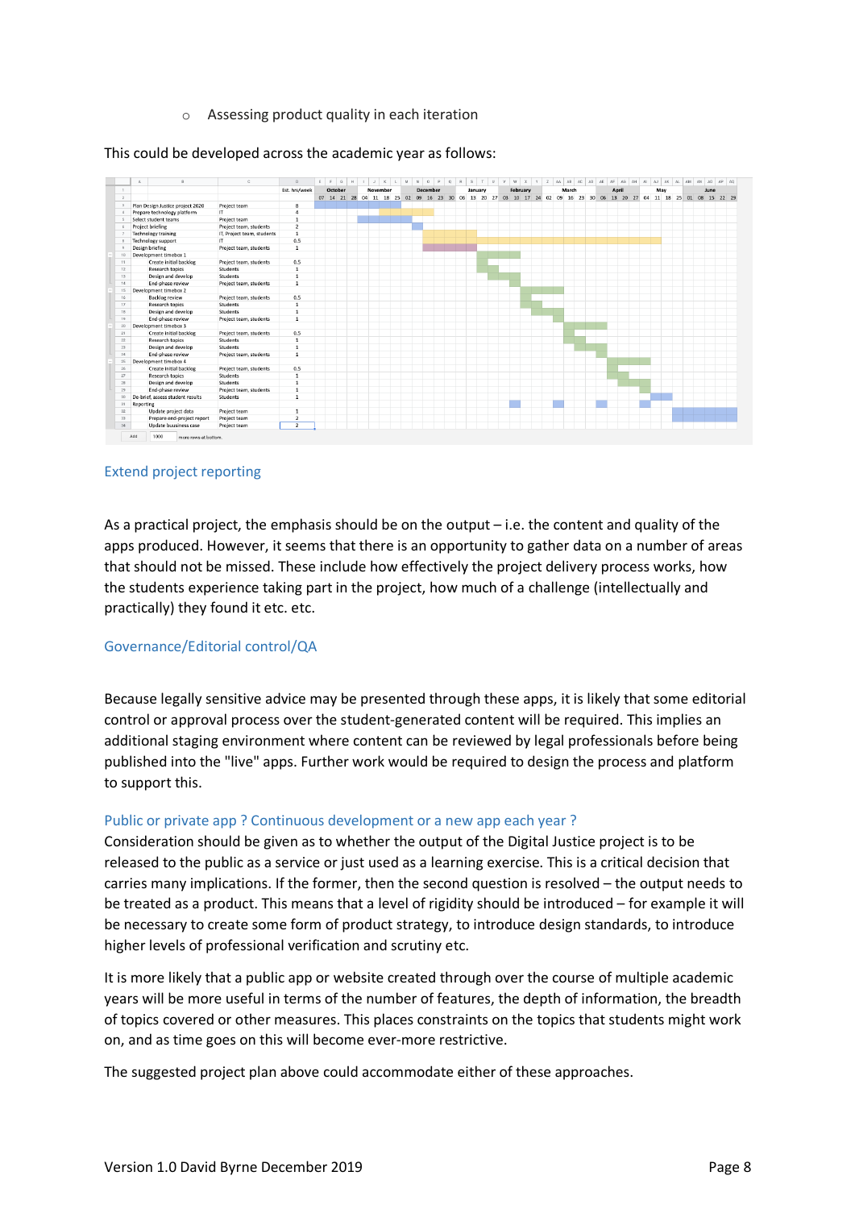- Assessing product quality in each iteration

This could be developed across the academic year as follows:

| Task | Who | Est. hrs/week |
|---|---|---|
| Plan Design Justice project 2020 | Project team | 8 |
| Prepare technology platform | IT | 4 |
| Select student teams | Project team | 1 |
| Project briefing | Project team, students | 2 |
| Technology training | IT, Project team, students | 1 |
| Technology support | IT | 0.5 |
| Design briefing | Project team, students | 1 |
| Development timebox 1 | | |
| Create initial backlog | Project team, students | 0.5 |
| Research topics | Students | 1 |
| Design and develop | Students | 1 |
| End-phase review | Project team, students | 1 |
| Development timebox 2 | | |
| Backlog review | Project team, students | 0.5 |
| Research topics | Students | 1 |
| Design and develop | Students | 1 |
| End-phase review | Project team, students | 1 |
| Development timebox 3 | | |
| Create initial backlog | Project team, students | 0.5 |
| Research topics | Students | 1 |
| Design and develop | Students | 1 |
| End-phase review | Project team, students | 1 |
| Development timebox 4 | | |
| Create initial backlog | Project team, students | 0.5 |
| Research topics | Students | 1 |
| Design and develop | Students | 1 |
| End-phase review | Project team, students | 1 |
| De-brief, assess student results | Students | 1 |
| Reporting | | |
| Update project data | Project team | 1 |
| Prepare end-project report | Project team | 2 |
| Update business case | Project team | 2 |

## Extend project reporting

As a practical project, the emphasis should be on the output – i.e. the content and quality of the apps produced. However, it seems that there is an opportunity to gather data on a number of areas that should not be missed. These include how effectively the project delivery process works, how the students experience taking part in the project, how much of a challenge (intellectually and practically) they found it etc. etc.

## Governance/Editorial control/QA

Because legally sensitive advice may be presented through these apps, it is likely that some editorial control or approval process over the student-generated content will be required. This implies an additional staging environment where content can be reviewed by legal professionals before being published into the "live" apps. Further work would be required to design the process and platform to support this.

## Public or private app ? Continuous development or a new app each year ?

Consideration should be given as to whether the output of the Digital Justice project is to be released to the public as a service or just used as a learning exercise. This is a critical decision that carries many implications. If the former, then the second question is resolved – the output needs to be treated as a product. This means that a level of rigidity should be introduced – for example it will be necessary to create some form of product strategy, to introduce design standards, to introduce higher levels of professional verification and scrutiny etc.

It is more likely that a public app or website created through over the course of multiple academic years will be more useful in terms of the number of features, the depth of information, the breadth of topics covered or other measures. This places constraints on the topics that students might work on, and as time goes on this will become ever-more restrictive.

The suggested project plan above could accommodate either of these approaches.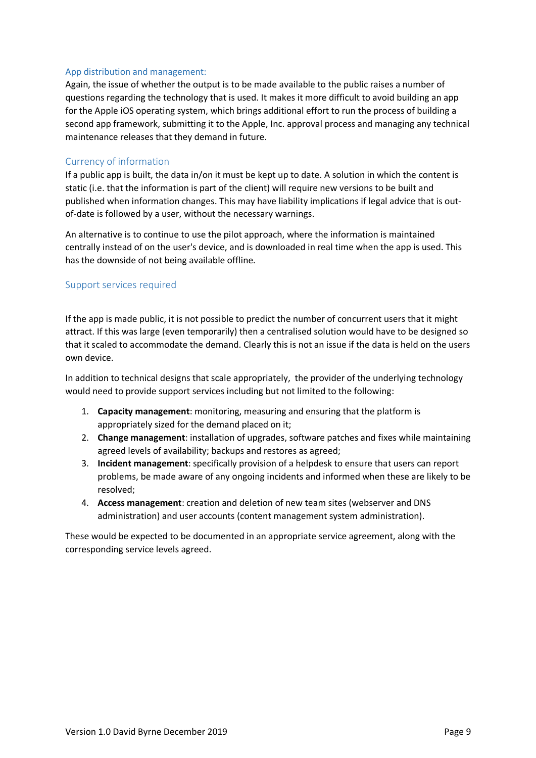### App distribution and management:

Again, the issue of whether the output is to be made available to the public raises a number of questions regarding the technology that is used. It makes it more difficult to avoid building an app for the Apple iOS operating system, which brings additional effort to run the process of building a second app framework, submitting it to the Apple, Inc. approval process and managing any technical maintenance releases that they demand in future.

### Currency of information

If a public app is built, the data in/on it must be kept up to date. A solution in which the content is static (i.e. that the information is part of the client) will require new versions to be built and published when information changes. This may have liability implications if legal advice that is out-of-date is followed by a user, without the necessary warnings.

An alternative is to continue to use the pilot approach, where the information is maintained centrally instead of on the user's device, and is downloaded in real time when the app is used. This has the downside of not being available offline.

### Support services required

If the app is made public, it is not possible to predict the number of concurrent users that it might attract. If this was large (even temporarily) then a centralised solution would have to be designed so that it scaled to accommodate the demand. Clearly this is not an issue if the data is held on the users own device.

In addition to technical designs that scale appropriately, the provider of the underlying technology would need to provide support services including but not limited to the following:

1. **Capacity management**: monitoring, measuring and ensuring that the platform is appropriately sized for the demand placed on it;
2. **Change management**: installation of upgrades, software patches and fixes while maintaining agreed levels of availability; backups and restores as agreed;
3. **Incident management**: specifically provision of a helpdesk to ensure that users can report problems, be made aware of any ongoing incidents and informed when these are likely to be resolved;
4. **Access management**: creation and deletion of new team sites (webserver and DNS administration) and user accounts (content management system administration).

These would be expected to be documented in an appropriate service agreement, along with the corresponding service levels agreed.